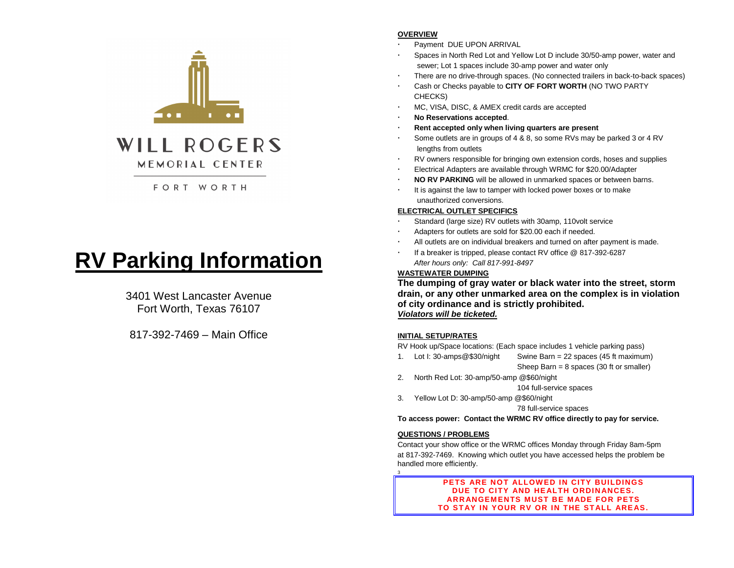WILL ROGERS

MEMORIAL CENTER

FORT WORTH

# RV Parking Information

3401 West Lancaster Avenue
Fort Worth, Texas 76107

817-392-7469 – Main Office

## OVERVIEW

- Payment DUE UPON ARRIVAL
- Spaces in North Red Lot and Yellow Lot D include 30/50-amp power, water and sewer; Lot 1 spaces include 30-amp power and water only
- There are no drive-through spaces. (No connected trailers in back-to-back spaces)
- Cash or Checks payable to **CITY OF FORT WORTH** (NO TWO PARTY CHECKS)
- MC, VISA, DISC, & AMEX credit cards are accepted
- **No Reservations accepted**.
- **Rent accepted only when living quarters are present**
- Some outlets are in groups of 4 & 8, so some RVs may be parked 3 or 4 RV lengths from outlets
- RV owners responsible for bringing own extension cords, hoses and supplies
- Electrical Adapters are available through WRMC for $20.00/Adapter
- **NO RV PARKING** will be allowed in unmarked spaces or between barns.
- It is against the law to tamper with locked power boxes or to make unauthorized conversions.

## ELECTRICAL OUTLET SPECIFICS

- Standard (large size) RV outlets with 30amp, 110volt service
- Adapters for outlets are sold for $20.00 each if needed.
- All outlets are on individual breakers and turned on after payment is made.
- If a breaker is tripped, please contact RV office @ 817-392-6287
  *After hours only: Call 817-991-8497*

## WASTEWATER DUMPING

**The dumping of gray water or black water into the street, storm drain, or any other unmarked area on the complex is in violation of city ordinance and is strictly prohibited.**
***Violators will be ticketed.***

## INITIAL SETUP/RATES

RV Hook up/Space locations: (Each space includes 1 vehicle parking pass)

1. Lot I: 30-amps@$30/night — Swine Barn = 22 spaces (45 ft maximum); Sheep Barn = 8 spaces (30 ft or smaller)
2. North Red Lot: 30-amp/50-amp @$60/night — 104 full-service spaces
3. Yellow Lot D: 30-amp/50-amp @$60/night — 78 full-service spaces

**To access power: Contact the WRMC RV office directly to pay for service.**

## QUESTIONS / PROBLEMS

Contact your show office or the WRMC offices Monday through Friday 8am-5pm at 817-392-7469. Knowing which outlet you have accessed helps the problem be handled more efficiently.

**PETS ARE NOT ALLOWED IN CITY BUILDINGS DUE TO CITY AND HEALTH ORDINANCES. ARRANGEMENTS MUST BE MADE FOR PETS TO STAY IN YOUR RV OR IN THE STALL AREAS.**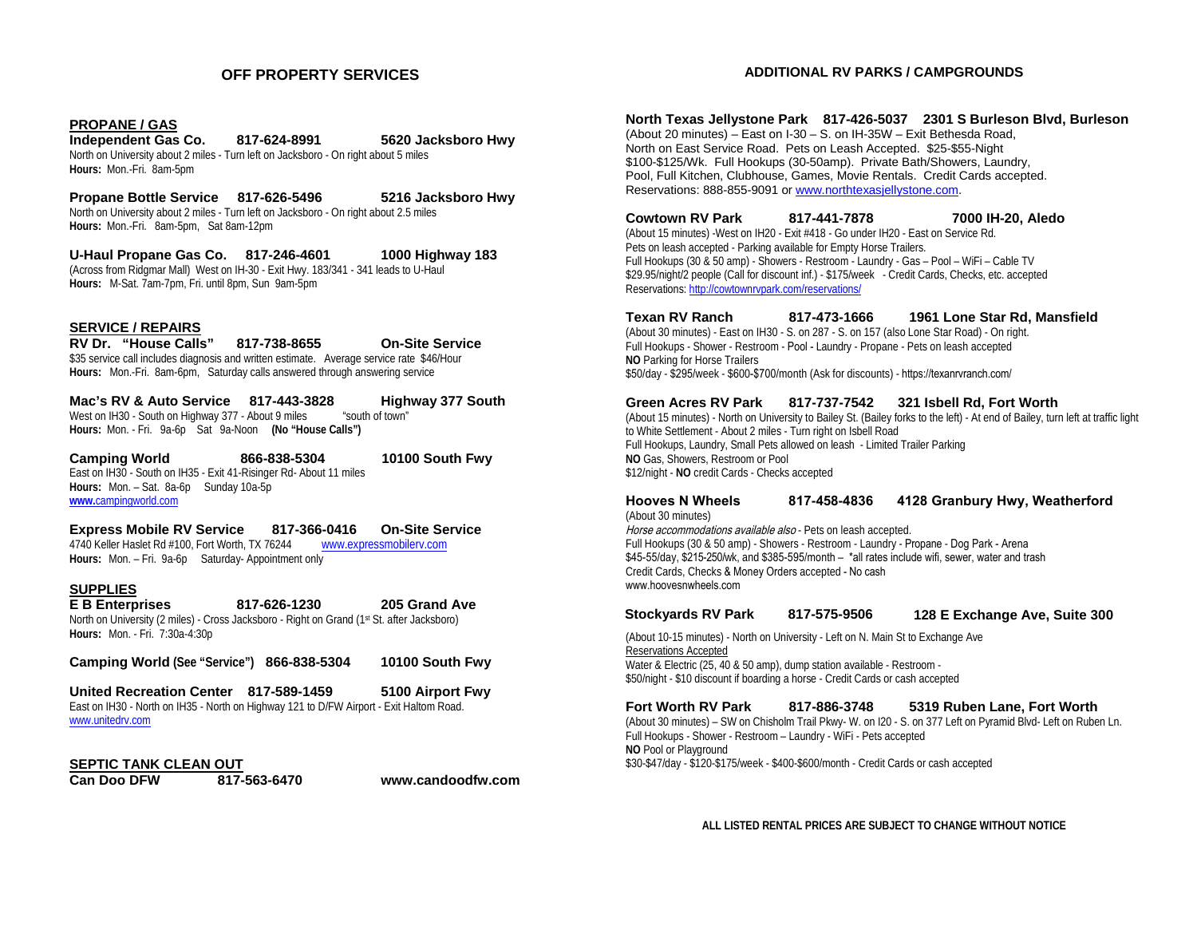## OFF PROPERTY SERVICES

### PROPANE / GAS

**Independent Gas Co. 817-624-8991 5620 Jacksboro Hwy**
North on University about 2 miles - Turn left on Jacksboro - On right about 5 miles
**Hours:** Mon.-Fri. 8am-5pm

**Propane Bottle Service 817-626-5496 5216 Jacksboro Hwy**
North on University about 2 miles - Turn left on Jacksboro - On right about 2.5 miles
**Hours:** Mon.-Fri. 8am-5pm, Sat 8am-12pm

**U-Haul Propane Gas Co. 817-246-4601 1000 Highway 183**
(Across from Ridgmar Mall) West on IH-30 - Exit Hwy. 183/341 - 341 leads to U-Haul
**Hours:** M-Sat. 7am-7pm, Fri. until 8pm, Sun 9am-5pm

### SERVICE / REPAIRS

**RV Dr. "House Calls" 817-738-8655 On-Site Service**
$35 service call includes diagnosis and written estimate. Average service rate $46/Hour
**Hours:** Mon.-Fri. 8am-6pm, Saturday calls answered through answering service

**Mac's RV & Auto Service 817-443-3828 Highway 377 South**
West on IH30 - South on Highway 377 - About 9 miles "south of town"
**Hours:** Mon. - Fri. 9a-6p Sat 9a-Noon **(No "House Calls")**

**Camping World 866-838-5304 10100 South Fwy**
East on IH30 - South on IH35 - Exit 41-Risinger Rd- About 11 miles
**Hours:** Mon. – Sat. 8a-6p Sunday 10a-5p
**www.**campingworld.com

**Express Mobile RV Service 817-366-0416 On-Site Service**
4740 Keller Haslet Rd #100, Fort Worth, TX 76244 www.expressmobilerv.com
**Hours:** Mon. – Fri. 9a-6p Saturday- Appointment only

### SUPPLIES

**E B Enterprises 817-626-1230 205 Grand Ave**
North on University (2 miles) - Cross Jacksboro - Right on Grand (1st St. after Jacksboro)
**Hours:** Mon. - Fri. 7:30a-4:30p

**Camping World (See "Service") 866-838-5304 10100 South Fwy**

**United Recreation Center 817-589-1459 5100 Airport Fwy**
East on IH30 - North on IH35 - North on Highway 121 to D/FW Airport - Exit Haltom Road.
www.unitedrv.com

### SEPTIC TANK CLEAN OUT

**Can Doo DFW 817-563-6470 www.candoodfw.com**

## ADDITIONAL RV PARKS / CAMPGROUNDS

**North Texas Jellystone Park 817-426-5037 2301 S Burleson Blvd, Burleson**
(About 20 minutes) – East on I-30 – S. on IH-35W – Exit Bethesda Road, North on East Service Road. Pets on Leash Accepted. $25-$55-Night $100-$125/Wk. Full Hookups (30-50amp). Private Bath/Showers, Laundry, Pool, Full Kitchen, Clubhouse, Games, Movie Rentals. Credit Cards accepted. Reservations: 888-855-9091 or www.northtexasjellystone.com.

**Cowtown RV Park 817-441-7878 7000 IH-20, Aledo**
(About 15 minutes) -West on IH20 - Exit #418 - Go under IH20 - East on Service Rd.
Pets on leash accepted - Parking available for Empty Horse Trailers.
Full Hookups (30 & 50 amp) - Showers - Restroom - Laundry - Gas – Pool – WiFi – Cable TV
$29.95/night/2 people (Call for discount inf.) - $175/week - Credit Cards, Checks, etc. accepted
Reservations: http://cowtownrvpark.com/reservations/

**Texan RV Ranch 817-473-1666 1961 Lone Star Rd, Mansfield**
(About 30 minutes) - East on IH30 - S. on 287 - S. on 157 (also Lone Star Road) - On right.
Full Hookups - Shower - Restroom - Pool - Laundry - Propane - Pets on leash accepted
**NO** Parking for Horse Trailers
$50/day - $295/week - $600-$700/month (Ask for discounts) - https://texanrvranch.com/

**Green Acres RV Park 817-737-7542 321 Isbell Rd, Fort Worth**
(About 15 minutes) - North on University to Bailey St. (Bailey forks to the left) - At end of Bailey, turn left at traffic light to White Settlement - About 2 miles - Turn right on Isbell Road
Full Hookups, Laundry, Small Pets allowed on leash - Limited Trailer Parking
**NO** Gas, Showers, Restroom or Pool
$12/night - **NO** credit Cards - Checks accepted

**Hooves N Wheels 817-458-4836 4128 Granbury Hwy, Weatherford**
(About 30 minutes)
*Horse accommodations available also* - Pets on leash accepted.
Full Hookups (30 & 50 amp) - Showers - Restroom - Laundry - Propane - Dog Park - Arena
$45-55/day, $215-250/wk, and $385-595/month – *all rates include wifi, sewer, water and trash
Credit Cards, Checks & Money Orders accepted - No cash
www.hoovesnwheels.com

**Stockyards RV Park 817-575-9506 128 E Exchange Ave, Suite 300**
(About 10-15 minutes) - North on University - Left on N. Main St to Exchange Ave
Reservations Accepted
Water & Electric (25, 40 & 50 amp), dump station available - Restroom -
$50/night - $10 discount if boarding a horse - Credit Cards or cash accepted

**Fort Worth RV Park 817-886-3748 5319 Ruben Lane, Fort Worth**
(About 30 minutes) – SW on Chisholm Trail Pkwy- W. on I20 - S. on 377 Left on Pyramid Blvd- Left on Ruben Ln.
Full Hookups - Shower - Restroom – Laundry - WiFi - Pets accepted
**NO** Pool or Playground
$30-$47/day - $120-$175/week - $400-$600/month - Credit Cards or cash accepted

**ALL LISTED RENTAL PRICES ARE SUBJECT TO CHANGE WITHOUT NOTICE**